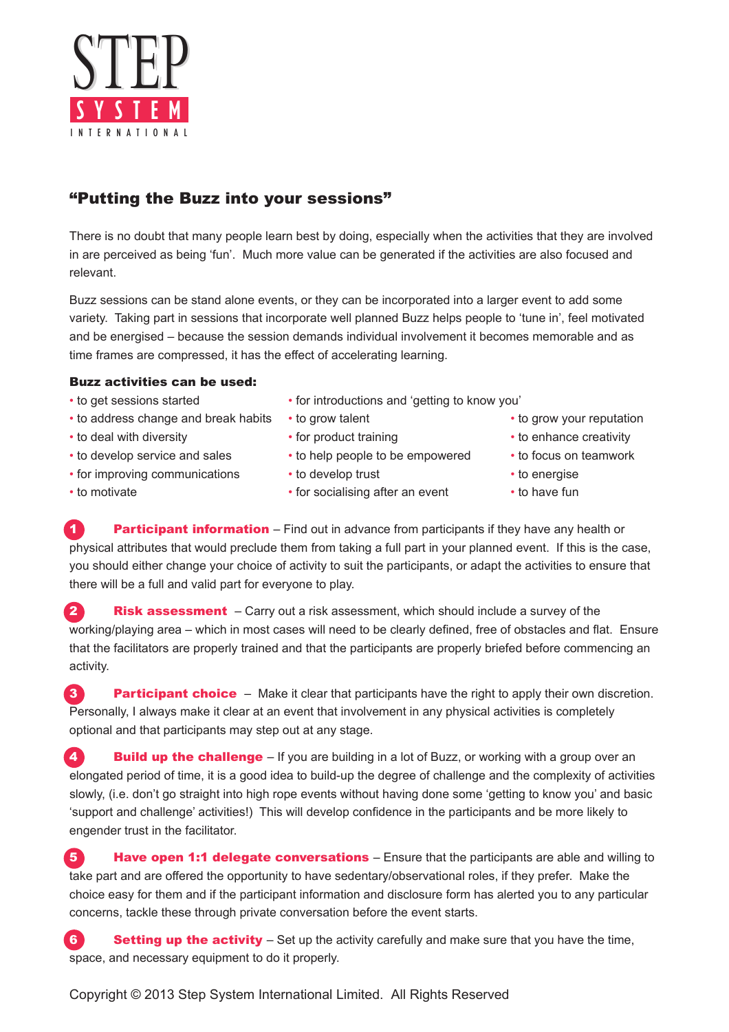STEP SYSTEM INTERNATIONAL

## "Putting the Buzz into your sessions"

There is no doubt that many people learn best by doing, especially when the activities that they are involved in are perceived as being 'fun'. Much more value can be generated if the activities are also focused and relevant.

Buzz sessions can be stand alone events, or they can be incorporated into a larger event to add some variety. Taking part in sessions that incorporate well planned Buzz helps people to 'tune in', feel motivated and be energised – because the session demands individual involvement it becomes memorable and as time frames are compressed, it has the effect of accelerating learning.

**Buzz activities can be used:**

- to get sessions started
- to address change and break habits
- to deal with diversity
- to develop service and sales
- for improving communications
- to motivate
- for introductions and 'getting to know you'
- to grow talent
- for product training
- to help people to be empowered
- to develop trust
- for socialising after an event
- to grow your reputation
- to enhance creativity
- to focus on teamwork
- to energise
- to have fun

**1 Participant information** – Find out in advance from participants if they have any health or physical attributes that would preclude them from taking a full part in your planned event. If this is the case, you should either change your choice of activity to suit the participants, or adapt the activities to ensure that there will be a full and valid part for everyone to play.

**2 Risk assessment** – Carry out a risk assessment, which should include a survey of the working/playing area – which in most cases will need to be clearly defined, free of obstacles and flat. Ensure that the facilitators are properly trained and that the participants are properly briefed before commencing an activity.

**3 Participant choice** – Make it clear that participants have the right to apply their own discretion. Personally, I always make it clear at an event that involvement in any physical activities is completely optional and that participants may step out at any stage.

**4 Build up the challenge** – If you are building in a lot of Buzz, or working with a group over an elongated period of time, it is a good idea to build-up the degree of challenge and the complexity of activities slowly, (i.e. don't go straight into high rope events without having done some 'getting to know you' and basic 'support and challenge' activities!) This will develop confidence in the participants and be more likely to engender trust in the facilitator.

**5 Have open 1:1 delegate conversations** – Ensure that the participants are able and willing to take part and are offered the opportunity to have sedentary/observational roles, if they prefer. Make the choice easy for them and if the participant information and disclosure form has alerted you to any particular concerns, tackle these through private conversation before the event starts.

**6 Setting up the activity** – Set up the activity carefully and make sure that you have the time, space, and necessary equipment to do it properly.

Copyright © 2013 Step System International Limited. All Rights Reserved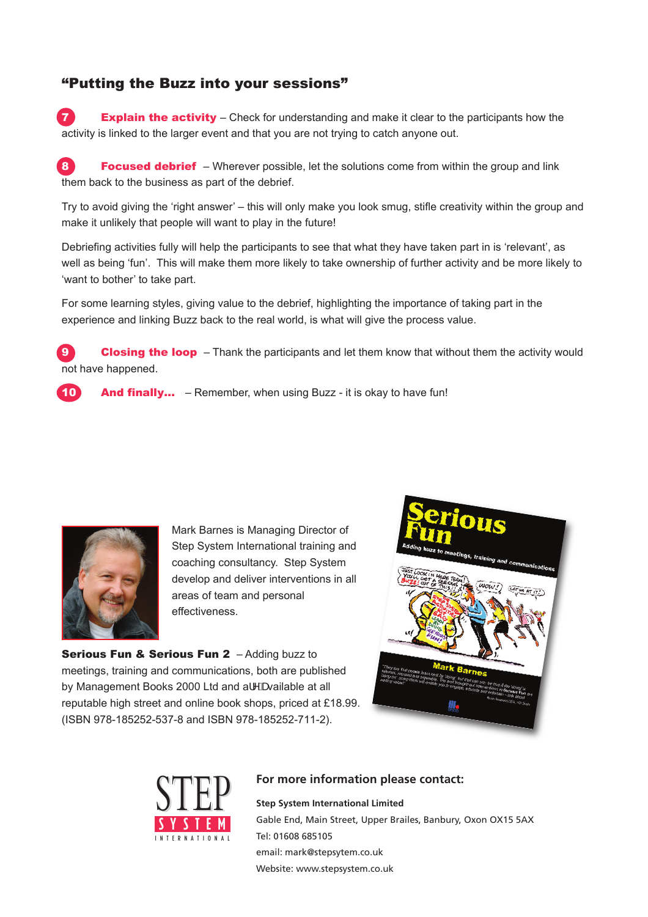## "Putting the Buzz into your sessions"

**7** **Explain the activity** – Check for understanding and make it clear to the participants how the activity is linked to the larger event and that you are not trying to catch anyone out.

**8** **Focused debrief** – Wherever possible, let the solutions come from within the group and link them back to the business as part of the debrief.

Try to avoid giving the 'right answer' – this will only make you look smug, stifle creativity within the group and make it unlikely that people will want to play in the future!

Debriefing activities fully will help the participants to see that what they have taken part in is 'relevant', as well as being 'fun'. This will make them more likely to take ownership of further activity and be more likely to 'want to bother' to take part.

For some learning styles, giving value to the debrief, highlighting the importance of taking part in the experience and linking Buzz back to the real world, is what will give the process value.

**9** **Closing the loop** – Thank the participants and let them know that without them the activity would not have happened.

**10** **And finally...** – Remember, when using Buzz - it is okay to have fun!

Mark Barnes is Managing Director of Step System International training and coaching consultancy. Step System develop and deliver interventions in all areas of team and personal effectiveness.

**Serious Fun & Serious Fun 2** – Adding buzz to meetings, training and communications, both are published by Management Books 2000 Ltd and are available at all reputable high street and online book shops, priced at £18.99. (ISBN 978-185252-537-8 and ISBN 978-185252-711-2).

STEP SYSTEM INTERNATIONAL

### For more information please contact:

**Step System International Limited**
Gable End, Main Street, Upper Brailes, Banbury, Oxon OX15 5AX
Tel: 01608 685105
email: mark@stepsytem.co.uk
Website: www.stepsystem.co.uk